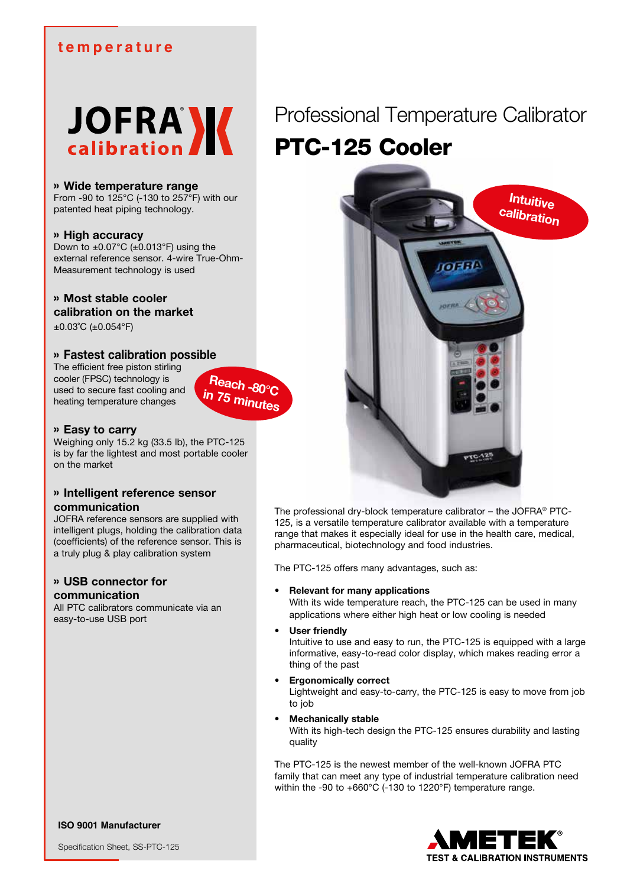temperature

JOFRA calibration

# Professional Temperature Calibrator

# PTC-125 Cooler

Intuitive calibration

### » Wide temperature range

From -90 to 125°C (-130 to 257°F) with our patented heat piping technology.

### » High accuracy

Down to ±0.07°C (±0.013°F) using the external reference sensor. 4-wire True-Ohm-Measurement technology is used

### » Most stable cooler calibration on the market

±0.03˚C (±0.054°F)

### » Fastest calibration possible

The efficient free piston stirling cooler (FPSC) technology is used to secure fast cooling and heating temperature changes

Reach -80°C in 75 minutes

### » Easy to carry

Weighing only 15.2 kg (33.5 lb), the PTC-125 is by far the lightest and most portable cooler on the market

### » Intelligent reference sensor communication

JOFRA reference sensors are supplied with intelligent plugs, holding the calibration data (coefficients) of the reference sensor. This is a truly plug & play calibration system

### » USB connector for communication

All PTC calibrators communicate via an easy-to-use USB port

The professional dry-block temperature calibrator – the JOFRA® PTC-125, is a versatile temperature calibrator available with a temperature range that makes it especially ideal for use in the health care, medical, pharmaceutical, biotechnology and food industries.

The PTC-125 offers many advantages, such as:

- **Relevant for many applications**
  With its wide temperature reach, the PTC-125 can be used in many applications where either high heat or low cooling is needed
- **User friendly**
  Intuitive to use and easy to run, the PTC-125 is equipped with a large informative, easy-to-read color display, which makes reading error a thing of the past
- **Ergonomically correct**
  Lightweight and easy-to-carry, the PTC-125 is easy to move from job to job
- **Mechanically stable**
  With its high-tech design the PTC-125 ensures durability and lasting quality

The PTC-125 is the newest member of the well-known JOFRA PTC family that can meet any type of industrial temperature calibration need within the -90 to +660°C (-130 to 1220°F) temperature range.

**ISO 9001 Manufacturer**

Specification Sheet, SS-PTC-125

AMETEK® TEST & CALIBRATION INSTRUMENTS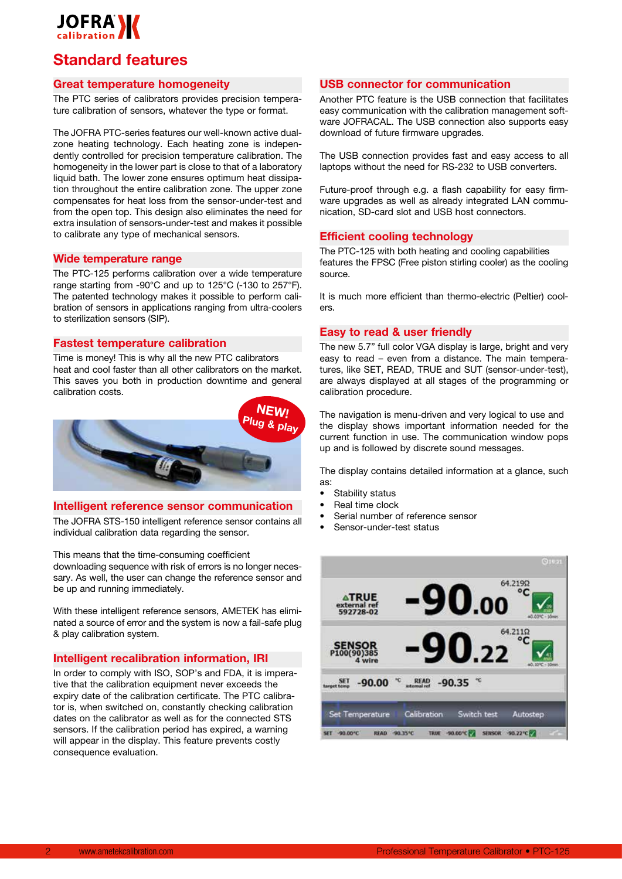# Standard features

## Great temperature homogeneity

The PTC series of calibrators provides precision temperature calibration of sensors, whatever the type or format.

The JOFRA PTC-series features our well-known active dual-zone heating technology. Each heating zone is independently controlled for precision temperature calibration. The homogeneity in the lower part is close to that of a laboratory liquid bath. The lower zone ensures optimum heat dissipation throughout the entire calibration zone. The upper zone compensates for heat loss from the sensor-under-test and from the open top. This design also eliminates the need for extra insulation of sensors-under-test and makes it possible to calibrate any type of mechanical sensors.

## Wide temperature range

The PTC-125 performs calibration over a wide temperature range starting from -90°C and up to 125°C (-130 to 257°F). The patented technology makes it possible to perform calibration of sensors in applications ranging from ultra-coolers to sterilization sensors (SIP).

## Fastest temperature calibration

Time is money! This is why all the new PTC calibrators heat and cool faster than all other calibrators on the market. This saves you both in production downtime and general calibration costs.

NEW! Plug & play

## Intelligent reference sensor communication

The JOFRA STS-150 intelligent reference sensor contains all individual calibration data regarding the sensor.

This means that the time-consuming coefficient downloading sequence with risk of errors is no longer necessary. As well, the user can change the reference sensor and be up and running immediately.

With these intelligent reference sensors, AMETEK has eliminated a source of error and the system is now a fail-safe plug & play calibration system.

## Intelligent recalibration information, IRI

In order to comply with ISO, SOP's and FDA, it is imperative that the calibration equipment never exceeds the expiry date of the calibration certificate. The PTC calibrator is, when switched on, constantly checking calibration dates on the calibrator as well as for the connected STS sensors. If the calibration period has expired, a warning will appear in the display. This feature prevents costly consequence evaluation.

## USB connector for communication

Another PTC feature is the USB connection that facilitates easy communication with the calibration management software JOFRACAL. The USB connection also supports easy download of future firmware upgrades.

The USB connection provides fast and easy access to all laptops without the need for RS-232 to USB converters.

Future-proof through e.g. a flash capability for easy firmware upgrades as well as already integrated LAN communication, SD-card slot and USB host connectors.

## Efficient cooling technology

The PTC-125 with both heating and cooling capabilities features the FPSC (Free piston stirling cooler) as the cooling source.

It is much more efficient than thermo-electric (Peltier) coolers.

## Easy to read & user friendly

The new 5.7" full color VGA display is large, bright and very easy to read – even from a distance. The main temperatures, like SET, READ, TRUE and SUT (sensor-under-test), are always displayed at all stages of the programming or calibration procedure.

The navigation is menu-driven and very logical to use and the display shows important information needed for the current function in use. The communication window pops up and is followed by discrete sound messages.

The display contains detailed information at a glance, such as:

- Stability status
- Real time clock
- Serial number of reference sensor
- Sensor-under-test status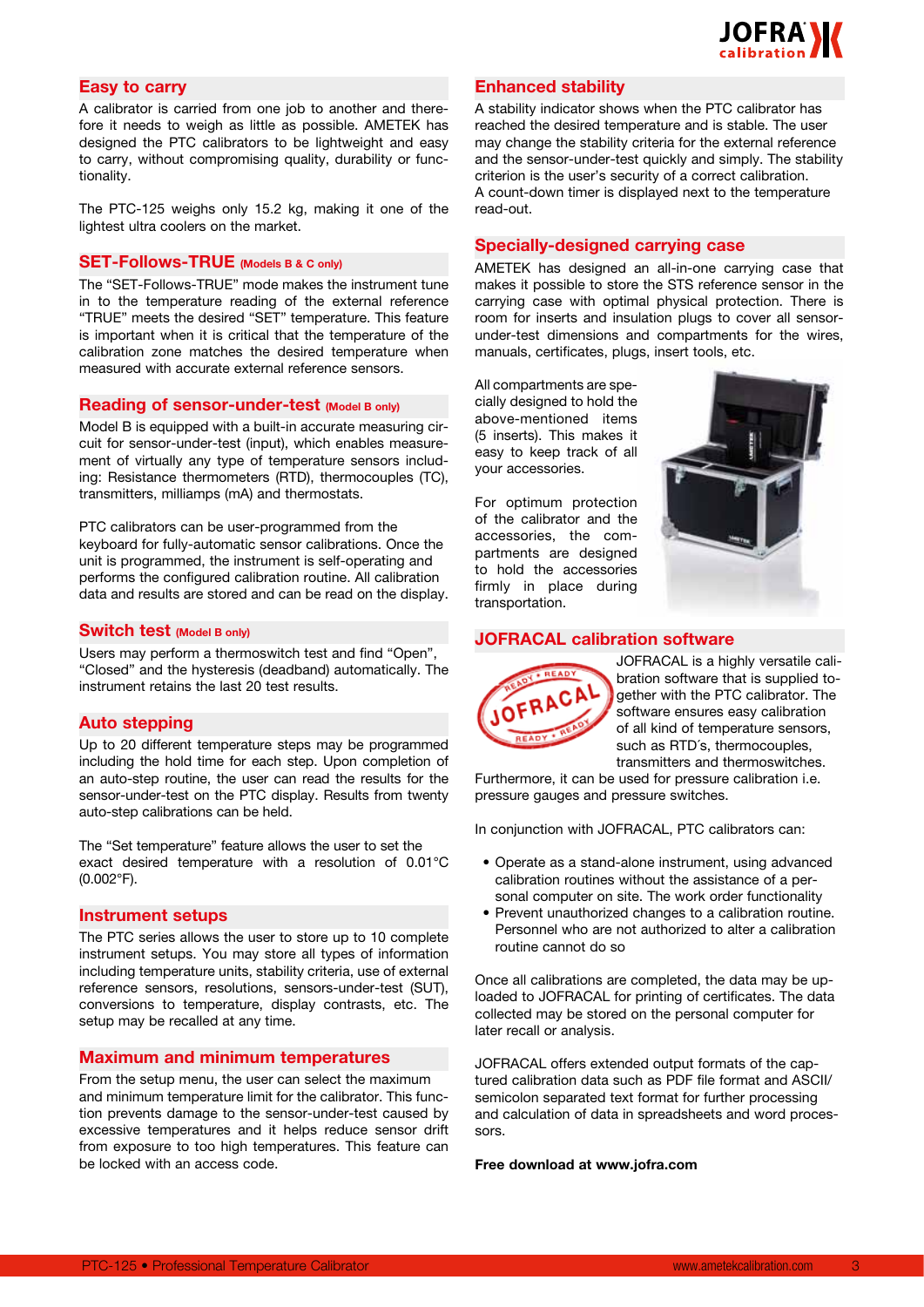## Easy to carry

A calibrator is carried from one job to another and therefore it needs to weigh as little as possible. AMETEK has designed the PTC calibrators to be lightweight and easy to carry, without compromising quality, durability or functionality.

The PTC-125 weighs only 15.2 kg, making it one of the lightest ultra coolers on the market.

## SET-Follows-TRUE (Models B & C only)

The “SET-Follows-TRUE” mode makes the instrument tune in to the temperature reading of the external reference “TRUE” meets the desired “SET” temperature. This feature is important when it is critical that the temperature of the calibration zone matches the desired temperature when measured with accurate external reference sensors.

## Reading of sensor-under-test (Model B only)

Model B is equipped with a built-in accurate measuring circuit for sensor-under-test (input), which enables measurement of virtually any type of temperature sensors including: Resistance thermometers (RTD), thermocouples (TC), transmitters, milliamps (mA) and thermostats.

PTC calibrators can be user-programmed from the keyboard for fully-automatic sensor calibrations. Once the unit is programmed, the instrument is self-operating and performs the configured calibration routine. All calibration data and results are stored and can be read on the display.

## Switch test (Model B only)

Users may perform a thermoswitch test and find “Open”, “Closed” and the hysteresis (deadband) automatically. The instrument retains the last 20 test results.

## Auto stepping

Up to 20 different temperature steps may be programmed including the hold time for each step. Upon completion of an auto-step routine, the user can read the results for the sensor-under-test on the PTC display. Results from twenty auto-step calibrations can be held.

The “Set temperature” feature allows the user to set the exact desired temperature with a resolution of 0.01°C (0.002°F).

## Instrument setups

The PTC series allows the user to store up to 10 complete instrument setups. You may store all types of information including temperature units, stability criteria, use of external reference sensors, resolutions, sensors-under-test (SUT), conversions to temperature, display contrasts, etc. The setup may be recalled at any time.

## Maximum and minimum temperatures

From the setup menu, the user can select the maximum and minimum temperature limit for the calibrator. This function prevents damage to the sensor-under-test caused by excessive temperatures and it helps reduce sensor drift from exposure to too high temperatures. This feature can be locked with an access code.

## Enhanced stability

A stability indicator shows when the PTC calibrator has reached the desired temperature and is stable. The user may change the stability criteria for the external reference and the sensor-under-test quickly and simply. The stability criterion is the user’s security of a correct calibration.
A count-down timer is displayed next to the temperature read-out.

## Specially-designed carrying case

AMETEK has designed an all-in-one carrying case that makes it possible to store the STS reference sensor in the carrying case with optimal physical protection. There is room for inserts and insulation plugs to cover all sensor-under-test dimensions and compartments for the wires, manuals, certificates, plugs, insert tools, etc.

All compartments are specially designed to hold the above-mentioned items (5 inserts). This makes it easy to keep track of all your accessories.

For optimum protection of the calibrator and the accessories, the compartments are designed to hold the accessories firmly in place during transportation.

## JOFRACAL calibration software

JOFRACAL is a highly versatile calibration software that is supplied together with the PTC calibrator. The software ensures easy calibration of all kind of temperature sensors, such as RTD’s, thermocouples, transmitters and thermoswitches.
Furthermore, it can be used for pressure calibration i.e. pressure gauges and pressure switches.

In conjunction with JOFRACAL, PTC calibrators can:

- Operate as a stand-alone instrument, using advanced calibration routines without the assistance of a personal computer on site. The work order functionality
- Prevent unauthorized changes to a calibration routine. Personnel who are not authorized to alter a calibration routine cannot do so

Once all calibrations are completed, the data may be uploaded to JOFRACAL for printing of certificates. The data collected may be stored on the personal computer for later recall or analysis.

JOFRACAL offers extended output formats of the captured calibration data such as PDF file format and ASCII/semicolon separated text format for further processing and calculation of data in spreadsheets and word processors.

**Free download at www.jofra.com**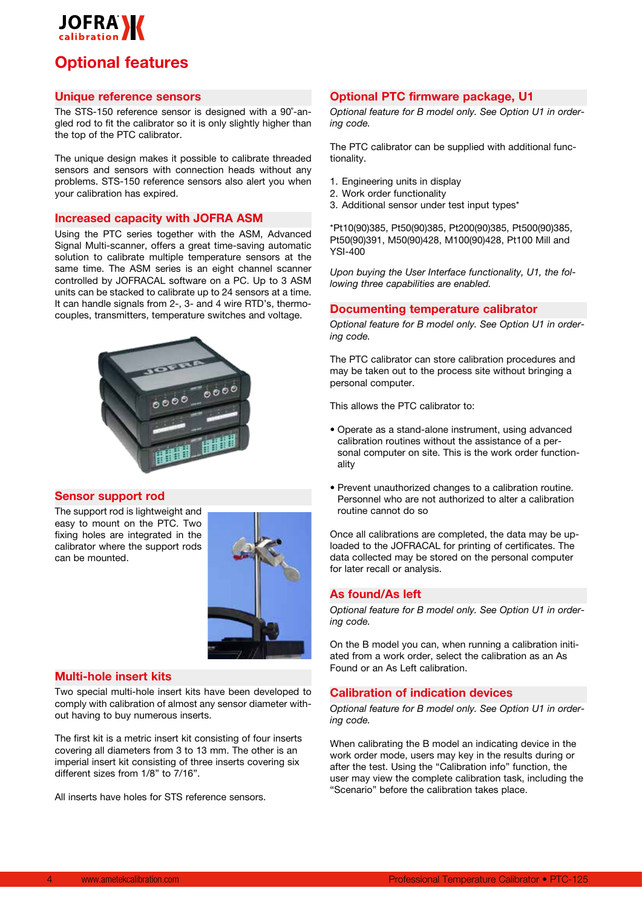# Optional features

## Unique reference sensors

The STS-150 reference sensor is designed with a 90°-angled rod to fit the calibrator so it is only slightly higher than the top of the PTC calibrator.

The unique design makes it possible to calibrate threaded sensors and sensors with connection heads without any problems. STS-150 reference sensors also alert you when your calibration has expired.

## Increased capacity with JOFRA ASM

Using the PTC series together with the ASM, Advanced Signal Multi-scanner, offers a great time-saving automatic solution to calibrate multiple temperature sensors at the same time. The ASM series is an eight channel scanner controlled by JOFRACAL software on a PC. Up to 3 ASM units can be stacked to calibrate up to 24 sensors at a time. It can handle signals from 2-, 3- and 4 wire RTD's, thermocouples, transmitters, temperature switches and voltage.

## Sensor support rod

The support rod is lightweight and easy to mount on the PTC. Two fixing holes are integrated in the calibrator where the support rods can be mounted.

## Multi-hole insert kits

Two special multi-hole insert kits have been developed to comply with calibration of almost any sensor diameter without having to buy numerous inserts.

The first kit is a metric insert kit consisting of four inserts covering all diameters from 3 to 13 mm. The other is an imperial insert kit consisting of three inserts covering six different sizes from 1/8" to 7/16".

All inserts have holes for STS reference sensors.

## Optional PTC firmware package, U1

*Optional feature for B model only. See Option U1 in ordering code.*

The PTC calibrator can be supplied with additional functionality.

1. Engineering units in display
2. Work order functionality
3. Additional sensor under test input types*

*Pt10(90)385, Pt50(90)385, Pt200(90)385, Pt500(90)385, Pt50(90)391, M50(90)428, M100(90)428, Pt100 Mill and YSI-400

*Upon buying the User Interface functionality, U1, the following three capabilities are enabled.*

## Documenting temperature calibrator

*Optional feature for B model only. See Option U1 in ordering code.*

The PTC calibrator can store calibration procedures and may be taken out to the process site without bringing a personal computer.

This allows the PTC calibrator to:

- Operate as a stand-alone instrument, using advanced calibration routines without the assistance of a personal computer on site. This is the work order functionality

- Prevent unauthorized changes to a calibration routine. Personnel who are not authorized to alter a calibration routine cannot do so

Once all calibrations are completed, the data may be uploaded to the JOFRACAL for printing of certificates. The data collected may be stored on the personal computer for later recall or analysis.

## As found/As left

*Optional feature for B model only. See Option U1 in ordering code.*

On the B model you can, when running a calibration initiated from a work order, select the calibration as an As Found or an As Left calibration.

## Calibration of indication devices

*Optional feature for B model only. See Option U1 in ordering code.*

When calibrating the B model an indicating device in the work order mode, users may key in the results during or after the test. Using the "Calibration info" function, the user may view the complete calibration task, including the "Scenario" before the calibration takes place.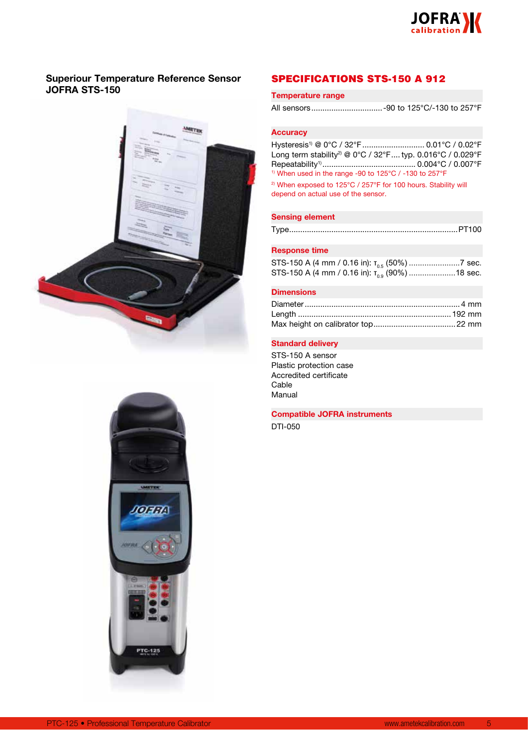## Superiour Temperature Reference Sensor JOFRA STS-150

## SPECIFICATIONS STS-150 A 912

### Temperature range

All sensors ................................ -90 to 125°C/-130 to 257°F

### Accuracy

Hysteresis[1] @ 0°C / 32°F ............................ 0.01°C / 0.02°F
Long term stability[2] @ 0°C / 32°F .... typ. 0.016°C / 0.029°F
Repeatability[1] .......................................... 0.004°C / 0.007°F

[1] When used in the range -90 to 125°C / -130 to 257°F

[2] When exposed to 125°C / 257°F for 100 hours. Stability will depend on actual use of the sensor.

### Sensing element

Type.......................................................................... PT100

### Response time

STS-150 A (4 mm / 0.16 in): $\tau_{0.5}$ (50%) ....................... 7 sec.
STS-150 A (4 mm / 0.16 in): $\tau_{0.9}$ (90%) ..................... 18 sec.

### Dimensions

Diameter ..................................................................... 4 mm
Length .................................................................... 192 mm
Max height on calibrator top..................................... 22 mm

### Standard delivery

STS-150 A sensor
Plastic protection case
Accredited certificate
Cable
Manual

### Compatible JOFRA instruments

DTI-050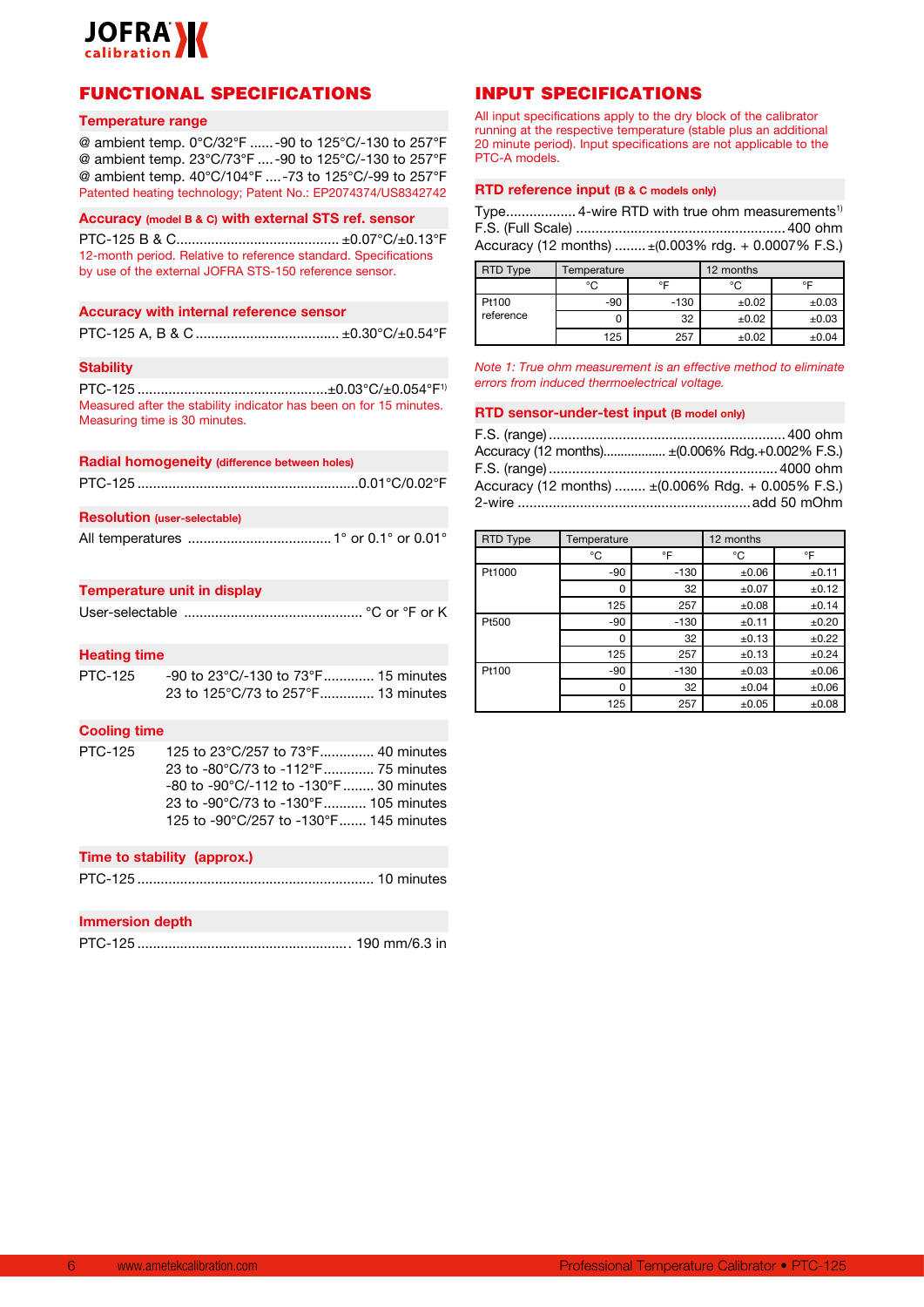## FUNCTIONAL SPECIFICATIONS

### Temperature range

@ ambient temp. 0°C/32°F ...... -90 to 125°C/-130 to 257°F
@ ambient temp. 23°C/73°F .... -90 to 125°C/-130 to 257°F
@ ambient temp. 40°C/104°F .... -73 to 125°C/-99 to 257°F
Patented heating technology; Patent No.: EP2074374/US8342742

### Accuracy (model B & C) with external STS ref. sensor

PTC-125 B & C.......................................... ±0.07°C/±0.13°F
12-month period. Relative to reference standard. Specifications by use of the external JOFRA STS-150 reference sensor.

### Accuracy with internal reference sensor

PTC-125 A, B & C ..................................... ±0.30°C/±0.54°F

### Stability

PTC-125 .................................................±0.03°C/±0.054°F[1)]
Measured after the stability indicator has been on for 15 minutes. Measuring time is 30 minutes.

### Radial homogeneity (difference between holes)

PTC-125 ........................................................0.01°C/0.02°F

### Resolution (user-selectable)

All temperatures ..................................... 1° or 0.1° or 0.01°

### Temperature unit in display

User-selectable .............................................. °C or °F or K

### Heating time

PTC-125 -90 to 23°C/-130 to 73°F............. 15 minutes
23 to 125°C/73 to 257°F.............. 13 minutes

### Cooling time

PTC-125 125 to 23°C/257 to 73°F.............. 40 minutes
23 to -80°C/73 to -112°F............. 75 minutes
-80 to -90°C/-112 to -130°F........ 30 minutes
23 to -90°C/73 to -130°F........... 105 minutes
125 to -90°C/257 to -130°F....... 145 minutes

### Time to stability (approx.)

PTC-125 ............................................................ 10 minutes

### Immersion depth

PTC-125 ...................................................... 190 mm/6.3 in

## INPUT SPECIFICATIONS

All input specifications apply to the dry block of the calibrator running at the respective temperature (stable plus an additional 20 minute period). Input specifications are not applicable to the PTC-A models.

### RTD reference input (B & C models only)

Type.................. 4-wire RTD with true ohm measurements[1)]
F.S. (Full Scale) ...................................................... 400 ohm
Accuracy (12 months) ........ ±(0.003% rdg. + 0.0007% F.S.)

| RTD Type | Temperature | | 12 months | |
|---|---|---|---|---|
| | °C | °F | °C | °F |
| Pt100 reference | -90 | -130 | ±0.02 | ±0.03 |
| | 0 | 32 | ±0.02 | ±0.03 |
| | 125 | 257 | ±0.02 | ±0.04 |

*Note 1: True ohm measurement is an effective method to eliminate errors from induced thermoelectrical voltage.*

### RTD sensor-under-test input (B model only)

F.S. (range) ............................................................. 400 ohm
Accuracy (12 months).................. ±(0.006% Rdg.+0.002% F.S.)
F.S. (range) ........................................................... 4000 ohm
Accuracy (12 months) ........ ±(0.006% Rdg. + 0.005% F.S.)
2-wire ........................................................... add 50 mOhm

| RTD Type | Temperature | | 12 months | |
|---|---|---|---|---|
| | °C | °F | °C | °F |
| Pt1000 | -90 | -130 | ±0.06 | ±0.11 |
| | 0 | 32 | ±0.07 | ±0.12 |
| | 125 | 257 | ±0.08 | ±0.14 |
| Pt500 | -90 | -130 | ±0.11 | ±0.20 |
| | 0 | 32 | ±0.13 | ±0.22 |
| | 125 | 257 | ±0.13 | ±0.24 |
| Pt100 | -90 | -130 | ±0.03 | ±0.06 |
| | 0 | 32 | ±0.04 | ±0.06 |
| | 125 | 257 | ±0.05 | ±0.08 |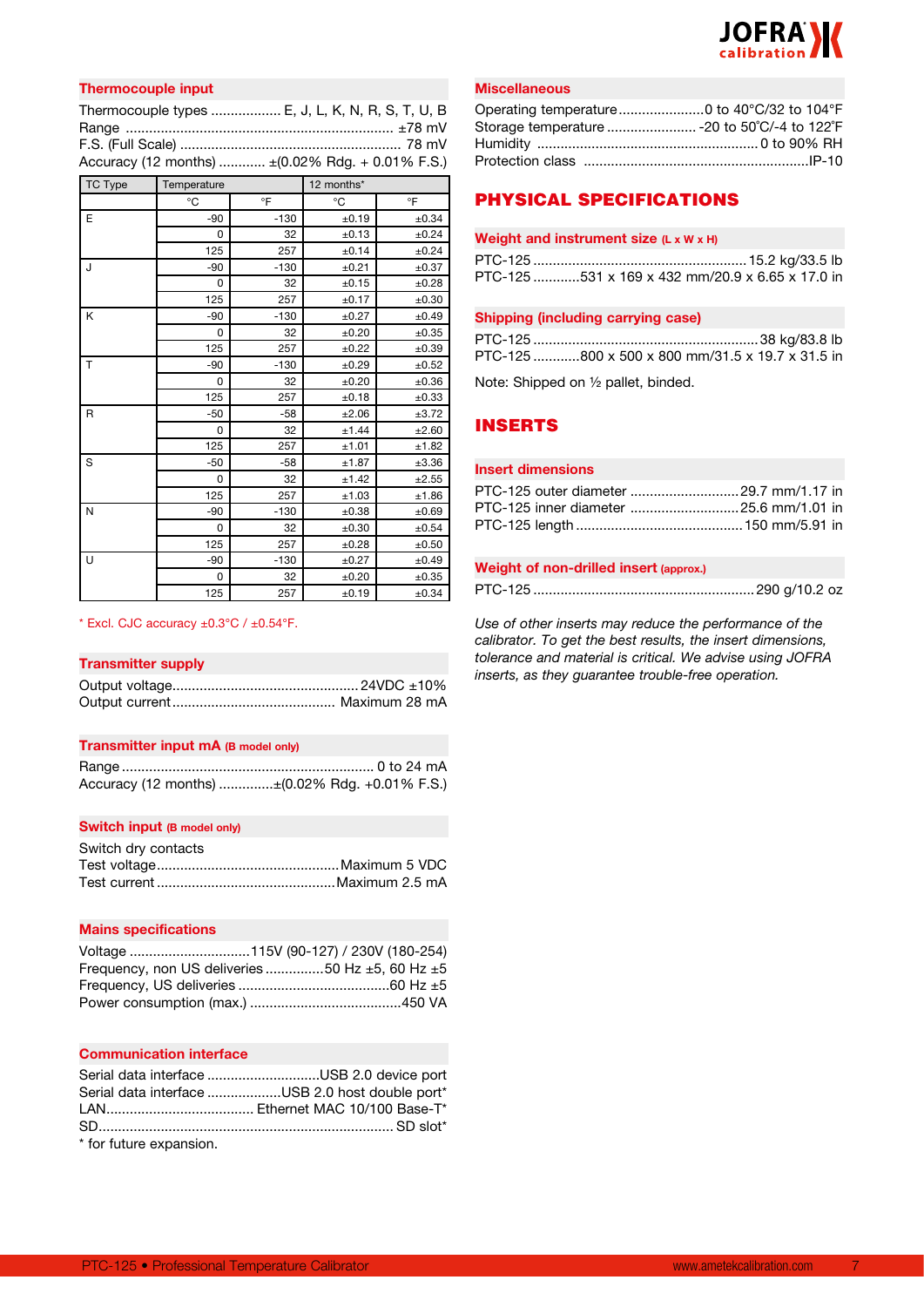## Thermocouple input

Thermocouple types .................. E, J, L, K, N, R, S, T, U, B
Range ..................................................................... ±78 mV
F.S. (Full Scale) ......................................................... 78 mV
Accuracy (12 months) ............ ±(0.02% Rdg. + 0.01% F.S.)

| TC Type | Temperature | | 12 months* | |
|---|---|---|---|---|
| | °C | °F | °C | °F |
| E | -90 | -130 | ±0.19 | ±0.34 |
| | 0 | 32 | ±0.13 | ±0.24 |
| | 125 | 257 | ±0.14 | ±0.24 |
| J | -90 | -130 | ±0.21 | ±0.37 |
| | 0 | 32 | ±0.15 | ±0.28 |
| | 125 | 257 | ±0.17 | ±0.30 |
| K | -90 | -130 | ±0.27 | ±0.49 |
| | 0 | 32 | ±0.20 | ±0.35 |
| | 125 | 257 | ±0.22 | ±0.39 |
| T | -90 | -130 | ±0.29 | ±0.52 |
| | 0 | 32 | ±0.20 | ±0.36 |
| | 125 | 257 | ±0.18 | ±0.33 |
| R | -50 | -58 | ±2.06 | ±3.72 |
| | 0 | 32 | ±1.44 | ±2.60 |
| | 125 | 257 | ±1.01 | ±1.82 |
| S | -50 | -58 | ±1.87 | ±3.36 |
| | 0 | 32 | ±1.42 | ±2.55 |
| | 125 | 257 | ±1.03 | ±1.86 |
| N | -90 | -130 | ±0.38 | ±0.69 |
| | 0 | 32 | ±0.30 | ±0.54 |
| | 125 | 257 | ±0.28 | ±0.50 |
| U | -90 | -130 | ±0.27 | ±0.49 |
| | 0 | 32 | ±0.20 | ±0.35 |
| | 125 | 257 | ±0.19 | ±0.34 |

* Excl. CJC accuracy ±0.3°C / ±0.54°F.

## Transmitter supply

Output voltage................................................ 24VDC ±10%
Output current.......................................... Maximum 28 mA

## Transmitter input mA (B model only)

Range ................................................................ 0 to 24 mA
Accuracy (12 months) ..............±(0.02% Rdg. +0.01% F.S.)

## Switch input (B model only)

Switch dry contacts
Test voltage..............................................Maximum 5 VDC
Test current .............................................Maximum 2.5 mA

## Mains specifications

Voltage ...............................115V (90-127) / 230V (180-254)
Frequency, non US deliveries ...............50 Hz ±5, 60 Hz ±5
Frequency, US deliveries .......................................60 Hz ±5
Power consumption (max.) .......................................450 VA

## Communication interface

Serial data interface .............................USB 2.0 device port
Serial data interface ...................USB 2.0 host double port*
LAN...................................... Ethernet MAC 10/100 Base-T*
SD........................................................................... SD slot*
* for future expansion.

## Miscellaneous

Operating temperature......................0 to 40°C/32 to 104°F
Storage temperature ....................... -20 to 50°C/-4 to 122°F
Humidity ........................................................0 to 90% RH
Protection class .........................................................IP-10

# PHYSICAL SPECIFICATIONS

## Weight and instrument size (L x W x H)

PTC-125 ....................................................... 15.2 kg/33.5 lb
PTC-125 ............531 x 169 x 432 mm/20.9 x 6.65 x 17.0 in

## Shipping (including carrying case)

PTC-125 ..........................................................38 kg/83.8 lb
PTC-125 ............800 x 500 x 800 mm/31.5 x 19.7 x 31.5 in

Note: Shipped on ½ pallet, binded.

# INSERTS

## Insert dimensions

PTC-125 outer diameter ............................29.7 mm/1.17 in
PTC-125 inner diameter ............................25.6 mm/1.01 in
PTC-125 length ...........................................150 mm/5.91 in

## Weight of non-drilled insert (approx.)

PTC-125 .........................................................290 g/10.2 oz

*Use of other inserts may reduce the performance of the calibrator. To get the best results, the insert dimensions, tolerance and material is critical. We advise using JOFRA inserts, as they guarantee trouble-free operation.*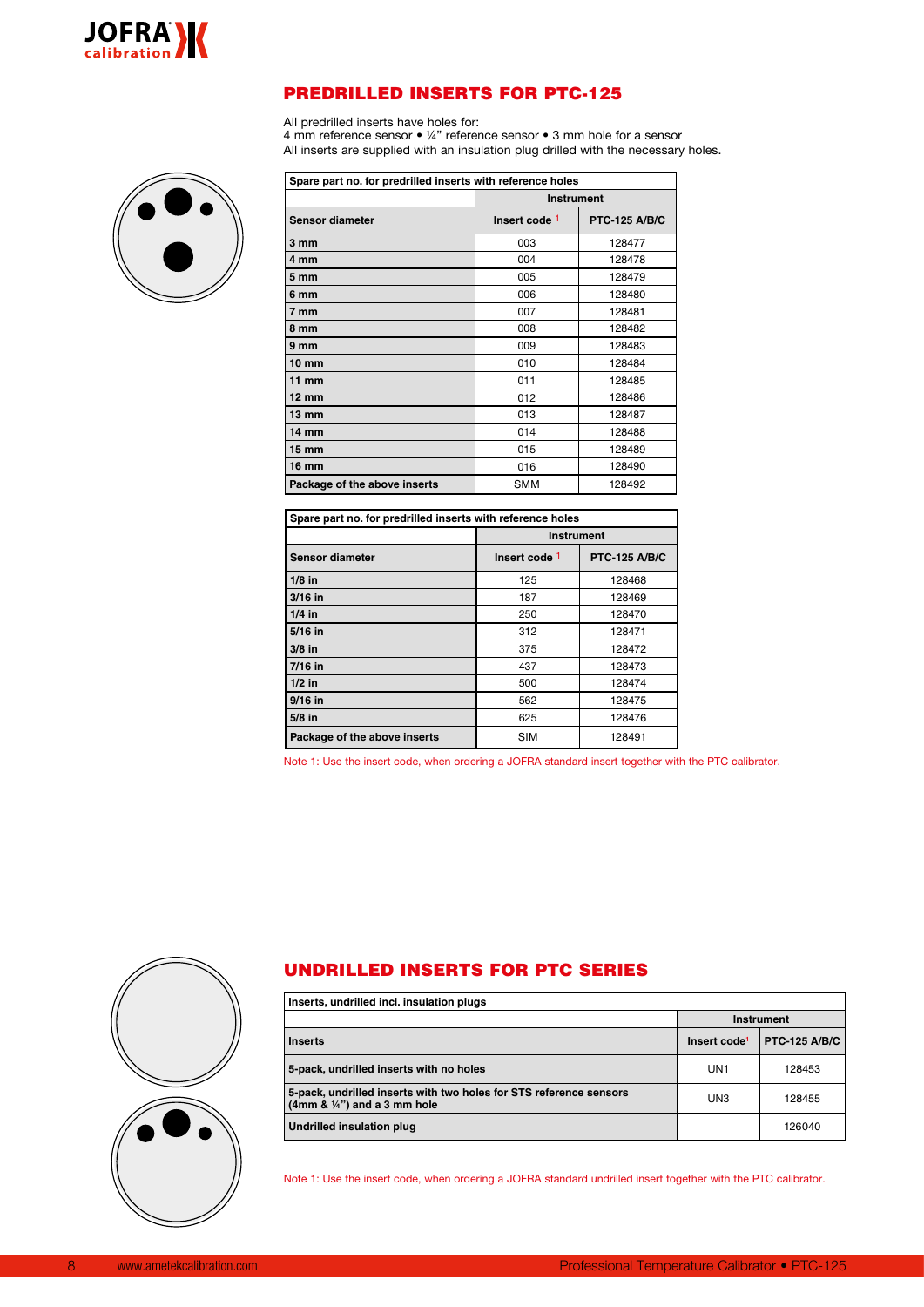## PREDRILLED INSERTS FOR PTC-125

All predrilled inserts have holes for:
4 mm reference sensor • ¼" reference sensor • 3 mm hole for a sensor
All inserts are supplied with an insulation plug drilled with the necessary holes.

| Spare part no. for predrilled inserts with reference holes | | |
|---|---|---|
| | Instrument | |
| Sensor diameter | Insert code [1] | PTC-125 A/B/C |
| 3 mm | 003 | 128477 |
| 4 mm | 004 | 128478 |
| 5 mm | 005 | 128479 |
| 6 mm | 006 | 128480 |
| 7 mm | 007 | 128481 |
| 8 mm | 008 | 128482 |
| 9 mm | 009 | 128483 |
| 10 mm | 010 | 128484 |
| 11 mm | 011 | 128485 |
| 12 mm | 012 | 128486 |
| 13 mm | 013 | 128487 |
| 14 mm | 014 | 128488 |
| 15 mm | 015 | 128489 |
| 16 mm | 016 | 128490 |
| Package of the above inserts | SMM | 128492 |

| Spare part no. for predrilled inserts with reference holes | | |
|---|---|---|
| | Instrument | |
| Sensor diameter | Insert code [1] | PTC-125 A/B/C |
| 1/8 in | 125 | 128468 |
| 3/16 in | 187 | 128469 |
| 1/4 in | 250 | 128470 |
| 5/16 in | 312 | 128471 |
| 3/8 in | 375 | 128472 |
| 7/16 in | 437 | 128473 |
| 1/2 in | 500 | 128474 |
| 9/16 in | 562 | 128475 |
| 5/8 in | 625 | 128476 |
| Package of the above inserts | SIM | 128491 |

Note 1: Use the insert code, when ordering a JOFRA standard insert together with the PTC calibrator.

## UNDRILLED INSERTS FOR PTC SERIES

| Inserts, undrilled incl. insulation plugs | | |
|---|---|---|
| | Instrument | |
| Inserts | Insert code[1] | PTC-125 A/B/C |
| 5-pack, undrilled inserts with no holes | UN1 | 128453 |
| 5-pack, undrilled inserts with two holes for STS reference sensors (4mm & ¼") and a 3 mm hole | UN3 | 128455 |
| Undrilled insulation plug | | 126040 |

Note 1: Use the insert code, when ordering a JOFRA standard undrilled insert together with the PTC calibrator.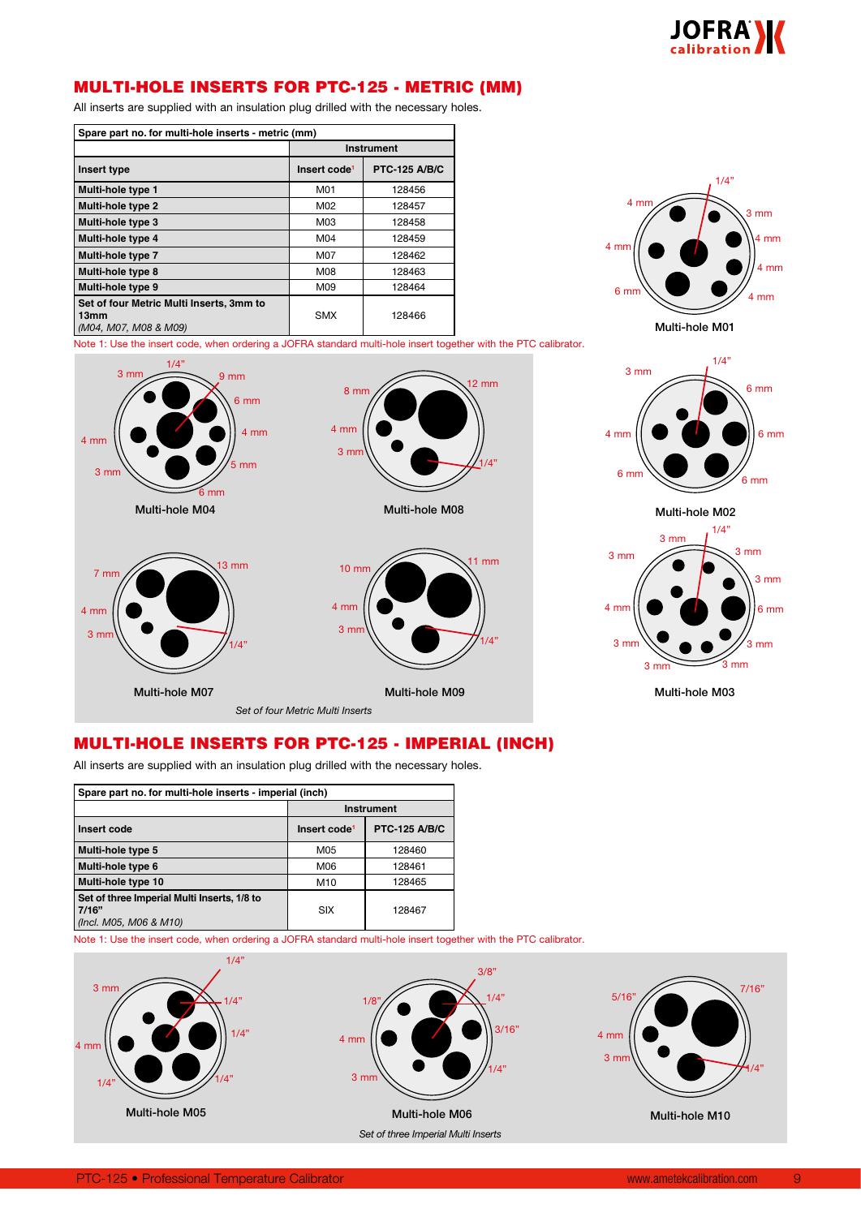## MULTI-HOLE INSERTS FOR PTC-125 - METRIC (MM)

All inserts are supplied with an insulation plug drilled with the necessary holes.

| Spare part no. for multi-hole inserts - metric (mm) | | |
|---|---|---|
| | Instrument | |
| **Insert type** | **Insert code**[1] | **PTC-125 A/B/C** |
| **Multi-hole type 1** | M01 | 128456 |
| **Multi-hole type 2** | M02 | 128457 |
| **Multi-hole type 3** | M03 | 128458 |
| **Multi-hole type 4** | M04 | 128459 |
| **Multi-hole type 7** | M07 | 128462 |
| **Multi-hole type 8** | M08 | 128463 |
| **Multi-hole type 9** | M09 | 128464 |
| **Set of four Metric Multi Inserts, 3mm to 13mm** *(M04, M07, M08 & M09)* | SMX | 128466 |

Note 1: Use the insert code, when ordering a JOFRA standard multi-hole insert together with the PTC calibrator.

Multi-hole M01: 1/4", 3 mm, 4 mm, 4 mm, 4 mm, 6 mm, 4 mm, 4 mm

Multi-hole M04: 1/4", 3 mm, 9 mm, 6 mm, 4 mm, 5 mm, 6 mm, 3 mm, 4 mm

Multi-hole M08: 8 mm, 12 mm, 4 mm, 3 mm, 1/4"

Multi-hole M02: 1/4", 3 mm, 6 mm, 6 mm, 6 mm, 6 mm, 4 mm

Multi-hole M07: 7 mm, 13 mm, 4 mm, 3 mm, 1/4"

Multi-hole M09: 10 mm, 11 mm, 4 mm, 3 mm, 1/4"

Multi-hole M03: 1/4", 3 mm, 3 mm, 3 mm, 6 mm, 3 mm, 3 mm, 3 mm, 3 mm, 4 mm, 3 mm

*Set of four Metric Multi Inserts*

## MULTI-HOLE INSERTS FOR PTC-125 - IMPERIAL (INCH)

All inserts are supplied with an insulation plug drilled with the necessary holes.

| Spare part no. for multi-hole inserts - imperial (inch) | | |
|---|---|---|
| | Instrument | |
| **Insert code** | **Insert code**[1] | **PTC-125 A/B/C** |
| **Multi-hole type 5** | M05 | 128460 |
| **Multi-hole type 6** | M06 | 128461 |
| **Multi-hole type 10** | M10 | 128465 |
| **Set of three Imperial Multi Inserts, 1/8 to 7/16"** *(Incl. M05, M06 & M10)* | SIX | 128467 |

Note 1: Use the insert code, when ordering a JOFRA standard multi-hole insert together with the PTC calibrator.

Multi-hole M05: 1/4", 3 mm, 1/4", 1/4", 4 mm, 1/4", 1/4"

Multi-hole M06: 3/8", 1/8", 1/4", 3/16", 4 mm, 1/4", 3 mm

Multi-hole M10: 5/16", 7/16", 4 mm, 3 mm, 1/4"

*Set of three Imperial Multi Inserts*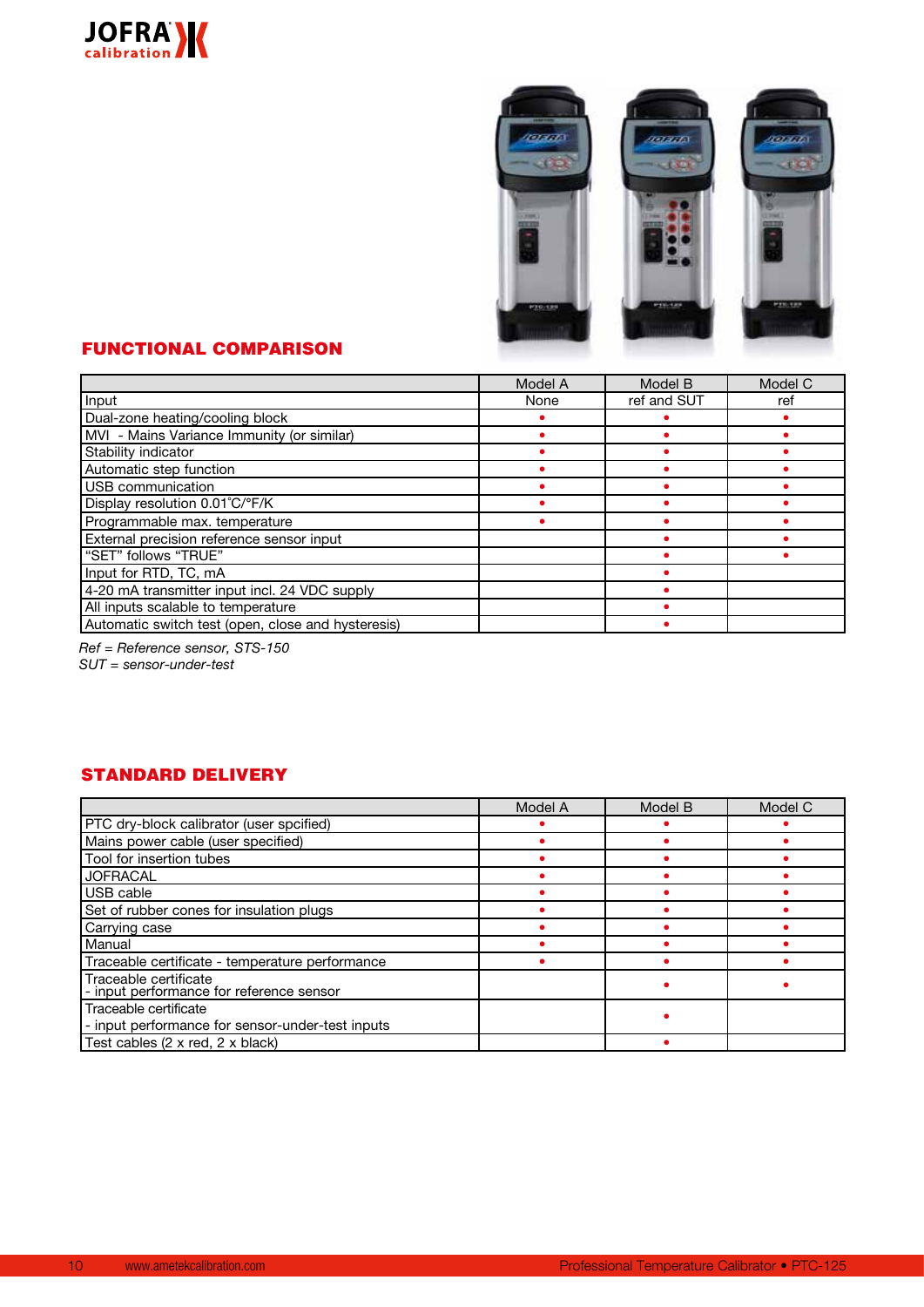## FUNCTIONAL COMPARISON

| | Model A | Model B | Model C |
|---|---|---|---|
| Input | None | ref and SUT | ref |
| Dual-zone heating/cooling block | • | • | • |
| MVI - Mains Variance Immunity (or similar) | • | • | • |
| Stability indicator | • | • | • |
| Automatic step function | • | • | • |
| USB communication | • | • | • |
| Display resolution 0.01˚C/°F/K | • | • | • |
| Programmable max. temperature | • | • | • |
| External precision reference sensor input | | • | • |
| "SET" follows "TRUE" | | • | • |
| Input for RTD, TC, mA | | • | |
| 4-20 mA transmitter input incl. 24 VDC supply | | • | |
| All inputs scalable to temperature | | • | |
| Automatic switch test (open, close and hysteresis) | | • | |

*Ref = Reference sensor, STS-150*
*SUT = sensor-under-test*

## STANDARD DELIVERY

| | Model A | Model B | Model C |
|---|---|---|---|
| PTC dry-block calibrator (user spcified) | • | • | • |
| Mains power cable (user specified) | • | • | • |
| Tool for insertion tubes | • | • | • |
| JOFRACAL | • | • | • |
| USB cable | • | • | • |
| Set of rubber cones for insulation plugs | • | • | • |
| Carrying case | • | • | • |
| Manual | • | • | • |
| Traceable certificate - temperature performance | • | • | • |
| Traceable certificate - input performance for reference sensor | | • | • |
| Traceable certificate - input performance for sensor-under-test inputs | | • | |
| Test cables (2 x red, 2 x black) | | • | |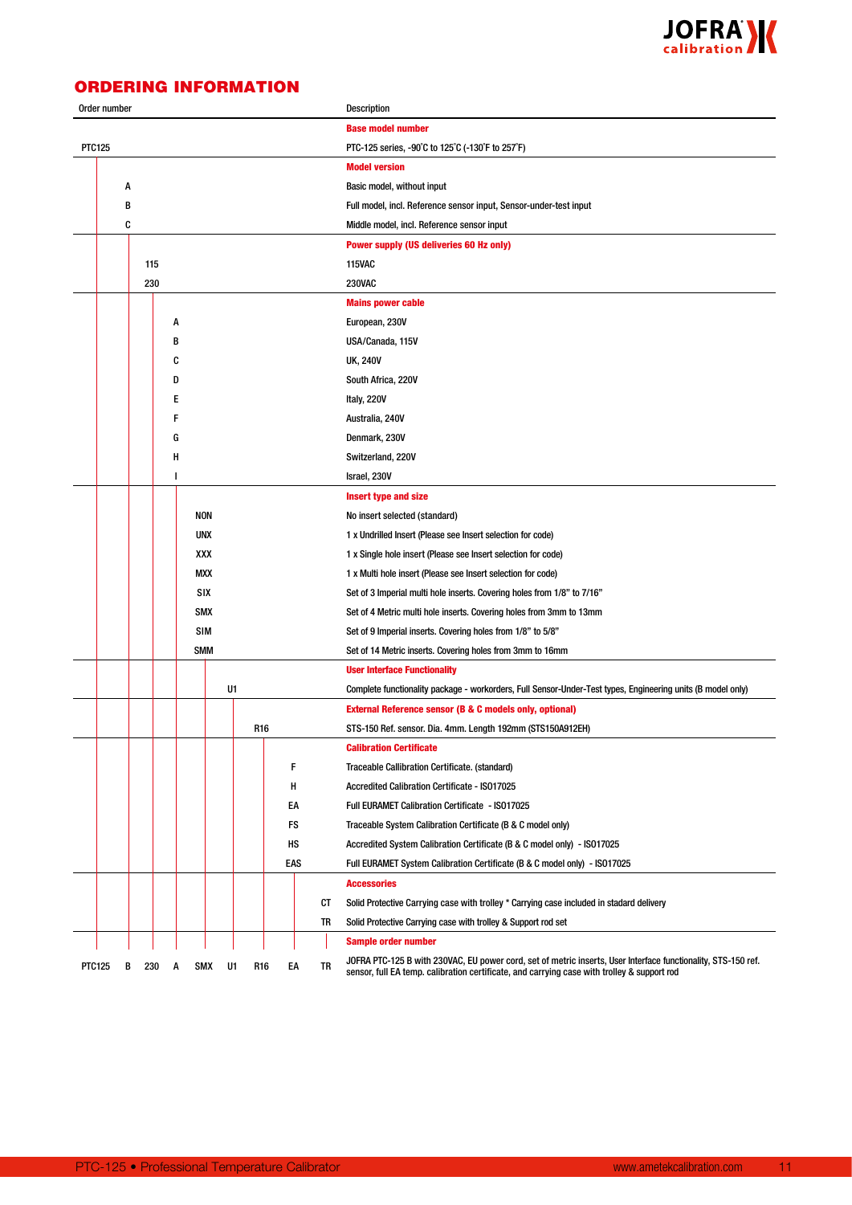## ORDERING INFORMATION

| Order number | Description |
|---|---|
| | **Base model number** |
| PTC125 | PTC-125 series, -90°C to 125°C (-130°F to 257°F) |
| | **Model version** |
| A | Basic model, without input |
| B | Full model, incl. Reference sensor input, Sensor-under-test input |
| C | Middle model, incl. Reference sensor input |
| | **Power supply (US deliveries 60 Hz only)** |
| 115 | 115VAC |
| 230 | 230VAC |
| | **Mains power cable** |
| A | European, 230V |
| B | USA/Canada, 115V |
| C | UK, 240V |
| D | South Africa, 220V |
| E | Italy, 220V |
| F | Australia, 240V |
| G | Denmark, 230V |
| H | Switzerland, 220V |
| I | Israel, 230V |
| | **Insert type and size** |
| NON | No insert selected (standard) |
| UNX | 1 x Undrilled Insert (Please see Insert selection for code) |
| XXX | 1 x Single hole insert (Please see Insert selection for code) |
| MXX | 1 x Multi hole insert (Please see Insert selection for code) |
| SIX | Set of 3 Imperial multi hole inserts. Covering holes from 1/8" to 7/16" |
| SMX | Set of 4 Metric multi hole inserts. Covering holes from 3mm to 13mm |
| SIM | Set of 9 Imperial inserts. Covering holes from 1/8" to 5/8" |
| SMM | Set of 14 Metric inserts. Covering holes from 3mm to 16mm |
| | **User Interface Functionality** |
| U1 | Complete functionality package - workorders, Full Sensor-Under-Test types, Engineering units (B model only) |
| | **External Reference sensor (B & C models only, optional)** |
| R16 | STS-150 Ref. sensor. Dia. 4mm. Length 192mm (STS150A912EH) |
| | **Calibration Certificate** |
| F | Traceable Calibration Certificate. (standard) |
| H | Accredited Calibration Certificate - ISO17025 |
| EA | Full EURAMET Calibration Certificate - ISO17025 |
| FS | Traceable System Calibration Certificate (B & C model only) |
| HS | Accredited System Calibration Certificate (B & C model only) - ISO17025 |
| EAS | Full EURAMET System Calibration Certificate (B & C model only) - ISO17025 |
| | **Accessories** |
| CT | Solid Protective Carrying case with trolley * Carrying case included in stadard delivery |
| TR | Solid Protective Carrying case with trolley & Support rod set |
| | **Sample order number** |
| PTC125 B 230 A SMX U1 R16 EA TR | JOFRA PTC-125 B with 230VAC, EU power cord, set of metric inserts, User Interface functionality, STS-150 ref. sensor, full EA temp. calibration certificate, and carrying case with trolley & support rod |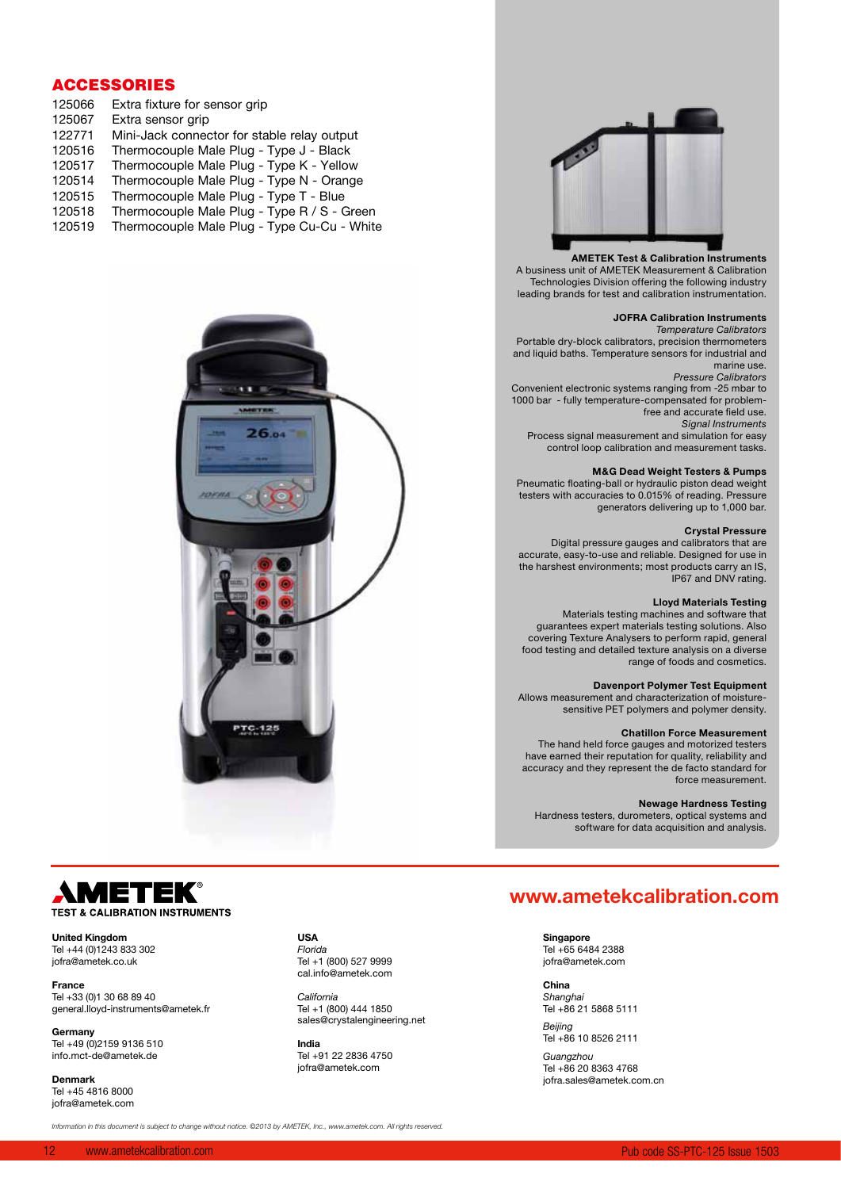## ACCESSORIES

| | |
|---|---|
| 125066 | Extra fixture for sensor grip |
| 125067 | Extra sensor grip |
| 122771 | Mini-Jack connector for stable relay output |
| 120516 | Thermocouple Male Plug - Type J - Black |
| 120517 | Thermocouple Male Plug - Type K - Yellow |
| 120514 | Thermocouple Male Plug - Type N - Orange |
| 120515 | Thermocouple Male Plug - Type T - Blue |
| 120518 | Thermocouple Male Plug - Type R / S - Green |
| 120519 | Thermocouple Male Plug - Type Cu-Cu - White |

**AMETEK Test & Calibration Instruments**
A business unit of AMETEK Measurement & Calibration Technologies Division offering the following industry leading brands for test and calibration instrumentation.

**JOFRA Calibration Instruments**
*Temperature Calibrators*
Portable dry-block calibrators, precision thermometers and liquid baths. Temperature sensors for industrial and marine use.
*Pressure Calibrators*
Convenient electronic systems ranging from -25 mbar to 1000 bar - fully temperature-compensated for problem-free and accurate field use.
*Signal Instruments*
Process signal measurement and simulation for easy control loop calibration and measurement tasks.

**M&G Dead Weight Testers & Pumps**
Pneumatic floating-ball or hydraulic piston dead weight testers with accuracies to 0.015% of reading. Pressure generators delivering up to 1,000 bar.

**Crystal Pressure**
Digital pressure gauges and calibrators that are accurate, easy-to-use and reliable. Designed for use in the harshest environments; most products carry an IS, IP67 and DNV rating.

**Lloyd Materials Testing**
Materials testing machines and software that guarantees expert materials testing solutions. Also covering Texture Analysers to perform rapid, general food testing and detailed texture analysis on a diverse range of foods and cosmetics.

**Davenport Polymer Test Equipment**
Allows measurement and characterization of moisture-sensitive PET polymers and polymer density.

**Chatillon Force Measurement**
The hand held force gauges and motorized testers have earned their reputation for quality, reliability and accuracy and they represent the de facto standard for force measurement.

**Newage Hardness Testing**
Hardness testers, durometers, optical systems and software for data acquisition and analysis.

**AMETEK®**
**TEST & CALIBRATION INSTRUMENTS**

**www.ametekcalibration.com**

**United Kingdom**
Tel +44 (0)1243 833 302
jofra@ametek.co.uk

**France**
Tel +33 (0)1 30 68 89 40
general.lloyd-instruments@ametek.fr

**Germany**
Tel +49 (0)2159 9136 510
info.mct-de@ametek.de

**Denmark**
Tel +45 4816 8000
jofra@ametek.com

**USA**
*Florida*
Tel +1 (800) 527 9999
cal.info@ametek.com

*California*
Tel +1 (800) 444 1850
sales@crystalengineering.net

**India**
Tel +91 22 2836 4750
jofra@ametek.com

**Singapore**
Tel +65 6484 2388
jofra@ametek.com

**China**
*Shanghai*
Tel +86 21 5868 5111

*Beijing*
Tel +86 10 8526 2111

*Guangzhou*
Tel +86 20 8363 4768
jofra.sales@ametek.com.cn

*Information in this document is subject to change without notice. ©2013 by AMETEK, Inc., www.ametek.com. All rights reserved.*

Pub code SS-PTC-125 Issue 1503